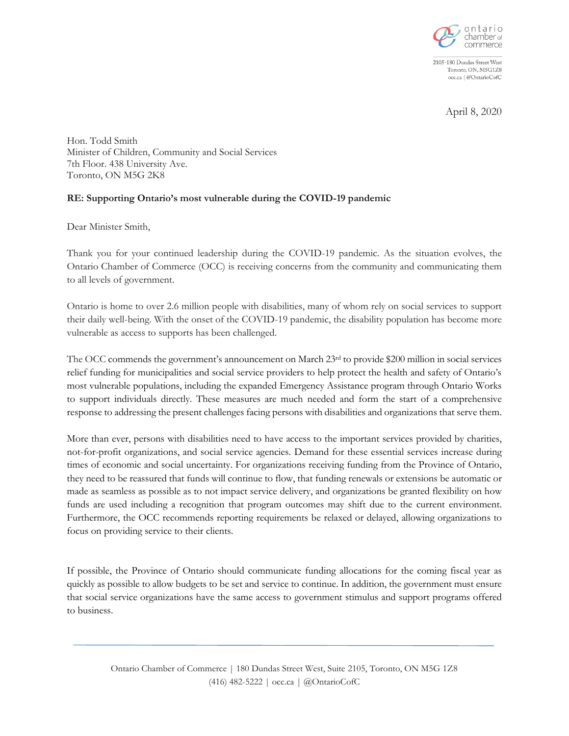ontario chamber of commerce

2105-180 Dundas Street West
Toronto, ON, M5G1Z8
occ.ca | @OntarioCofC

April 8, 2020

Hon. Todd Smith
Minister of Children, Community and Social Services
7th Floor. 438 University Ave.
Toronto, ON M5G 2K8

**RE: Supporting Ontario's most vulnerable during the COVID-19 pandemic**

Dear Minister Smith,

Thank you for your continued leadership during the COVID-19 pandemic. As the situation evolves, the Ontario Chamber of Commerce (OCC) is receiving concerns from the community and communicating them to all levels of government.

Ontario is home to over 2.6 million people with disabilities, many of whom rely on social services to support their daily well-being. With the onset of the COVID-19 pandemic, the disability population has become more vulnerable as access to supports has been challenged.

The OCC commends the government's announcement on March 23rd to provide $200 million in social services relief funding for municipalities and social service providers to help protect the health and safety of Ontario's most vulnerable populations, including the expanded Emergency Assistance program through Ontario Works to support individuals directly. These measures are much needed and form the start of a comprehensive response to addressing the present challenges facing persons with disabilities and organizations that serve them.

More than ever, persons with disabilities need to have access to the important services provided by charities, not-for-profit organizations, and social service agencies. Demand for these essential services increase during times of economic and social uncertainty. For organizations receiving funding from the Province of Ontario, they need to be reassured that funds will continue to flow, that funding renewals or extensions be automatic or made as seamless as possible as to not impact service delivery, and organizations be granted flexibility on how funds are used including a recognition that program outcomes may shift due to the current environment. Furthermore, the OCC recommends reporting requirements be relaxed or delayed, allowing organizations to focus on providing service to their clients.

If possible, the Province of Ontario should communicate funding allocations for the coming fiscal year as quickly as possible to allow budgets to be set and service to continue. In addition, the government must ensure that social service organizations have the same access to government stimulus and support programs offered to business.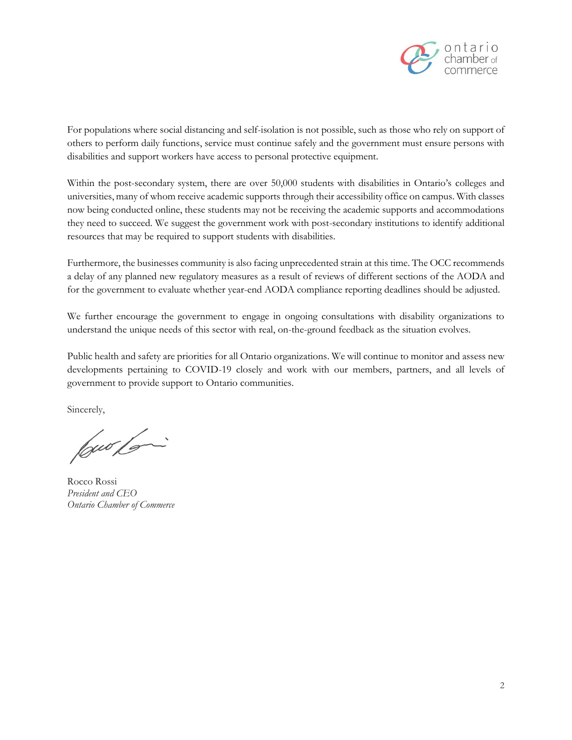For populations where social distancing and self-isolation is not possible, such as those who rely on support of others to perform daily functions, service must continue safely and the government must ensure persons with disabilities and support workers have access to personal protective equipment.

Within the post-secondary system, there are over 50,000 students with disabilities in Ontario's colleges and universities, many of whom receive academic supports through their accessibility office on campus. With classes now being conducted online, these students may not be receiving the academic supports and accommodations they need to succeed. We suggest the government work with post-secondary institutions to identify additional resources that may be required to support students with disabilities.

Furthermore, the businesses community is also facing unprecedented strain at this time. The OCC recommends a delay of any planned new regulatory measures as a result of reviews of different sections of the AODA and for the government to evaluate whether year-end AODA compliance reporting deadlines should be adjusted.

We further encourage the government to engage in ongoing consultations with disability organizations to understand the unique needs of this sector with real, on-the-ground feedback as the situation evolves.

Public health and safety are priorities for all Ontario organizations. We will continue to monitor and assess new developments pertaining to COVID-19 closely and work with our members, partners, and all levels of government to provide support to Ontario communities.

Sincerely,

Rocco Rossi
*President and CEO*
*Ontario Chamber of Commerce*